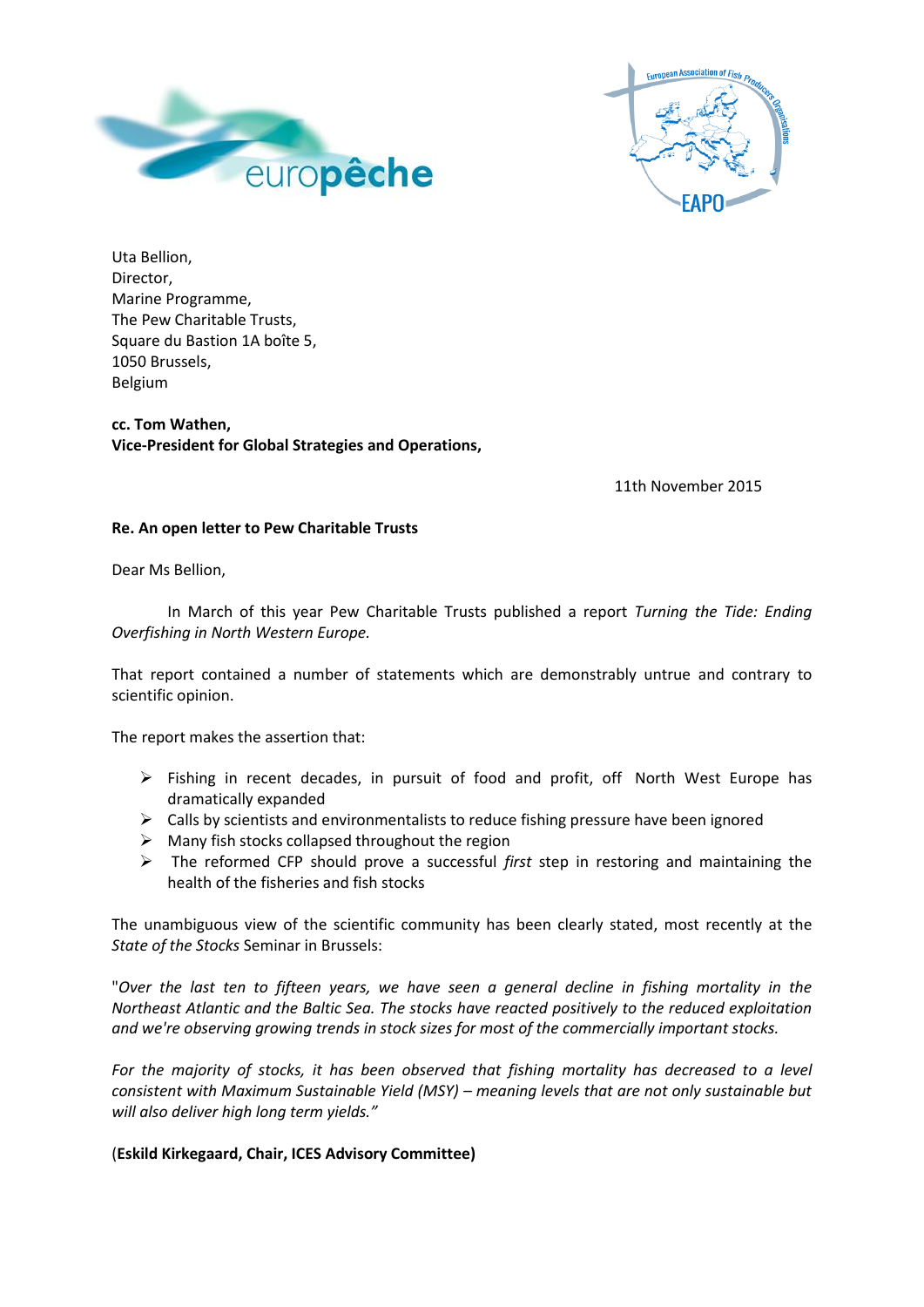europêche

European Association of Fish Producers Organisations

EAPO

Uta Bellion,
Director,
Marine Programme,
The Pew Charitable Trusts,
Square du Bastion 1A boîte 5,
1050 Brussels,
Belgium

**cc. Tom Wathen,**
**Vice-President for Global Strategies and Operations,**

11th November 2015

**Re. An open letter to Pew Charitable Trusts**

Dear Ms Bellion,

In March of this year Pew Charitable Trusts published a report *Turning the Tide: Ending Overfishing in North Western Europe.*

That report contained a number of statements which are demonstrably untrue and contrary to scientific opinion.

The report makes the assertion that:

- Fishing in recent decades, in pursuit of food and profit, off North West Europe has dramatically expanded
- Calls by scientists and environmentalists to reduce fishing pressure have been ignored
- Many fish stocks collapsed throughout the region
- The reformed CFP should prove a successful *first* step in restoring and maintaining the health of the fisheries and fish stocks

The unambiguous view of the scientific community has been clearly stated, most recently at the *State of the Stocks* Seminar in Brussels:

"*Over the last ten to fifteen years, we have seen a general decline in fishing mortality in the Northeast Atlantic and the Baltic Sea. The stocks have reacted positively to the reduced exploitation and we're observing growing trends in stock sizes for most of the commercially important stocks.*

*For the majority of stocks, it has been observed that fishing mortality has decreased to a level consistent with Maximum Sustainable Yield (MSY) – meaning levels that are not only sustainable but will also deliver high long term yields."*

(**Eskild Kirkegaard, Chair, ICES Advisory Committee)**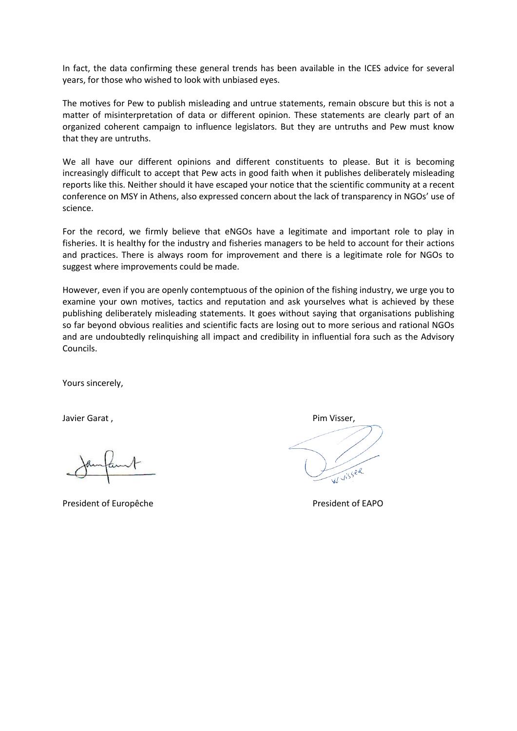In fact, the data confirming these general trends has been available in the ICES advice for several years, for those who wished to look with unbiased eyes.

The motives for Pew to publish misleading and untrue statements, remain obscure but this is not a matter of misinterpretation of data or different opinion. These statements are clearly part of an organized coherent campaign to influence legislators. But they are untruths and Pew must know that they are untruths.

We all have our different opinions and different constituents to please. But it is becoming increasingly difficult to accept that Pew acts in good faith when it publishes deliberately misleading reports like this. Neither should it have escaped your notice that the scientific community at a recent conference on MSY in Athens, also expressed concern about the lack of transparency in NGOs' use of science.

For the record, we firmly believe that eNGOs have a legitimate and important role to play in fisheries. It is healthy for the industry and fisheries managers to be held to account for their actions and practices. There is always room for improvement and there is a legitimate role for NGOs to suggest where improvements could be made.

However, even if you are openly contemptuous of the opinion of the fishing industry, we urge you to examine your own motives, tactics and reputation and ask yourselves what is achieved by these publishing deliberately misleading statements. It goes without saying that organisations publishing so far beyond obvious realities and scientific facts are losing out to more serious and rational NGOs and are undoubtedly relinquishing all impact and credibility in influential fora such as the Advisory Councils.

Yours sincerely,

Javier Garat ,

President of Europêche

Pim Visser,

President of EAPO